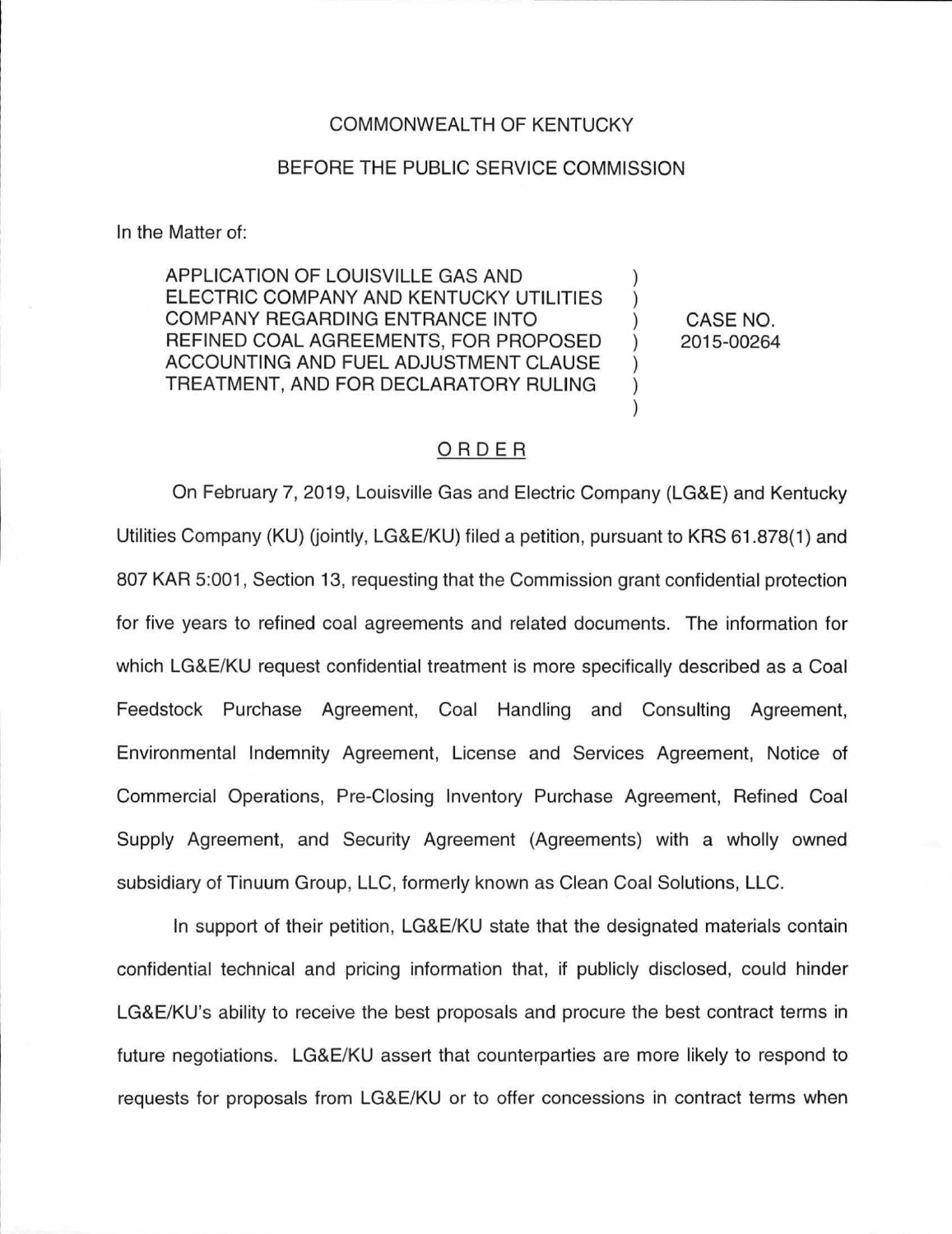COMMONWEALTH OF KENTUCKY

BEFORE THE PUBLIC SERVICE COMMISSION

In the Matter of:

| | | |
|---|---|---|
| APPLICATION OF LOUISVILLE GAS AND ELECTRIC COMPANY AND KENTUCKY UTILITIES COMPANY REGARDING ENTRANCE INTO REFINED COAL AGREEMENTS, FOR PROPOSED ACCOUNTING AND FUEL ADJUSTMENT CLAUSE TREATMENT, AND FOR DECLARATORY RULING | ) ) ) ) ) ) ) | CASE NO. 2015-00264 |

ORDER

On February 7, 2019, Louisville Gas and Electric Company (LG&E) and Kentucky Utilities Company (KU) (jointly, LG&E/KU) filed a petition, pursuant to KRS 61.878(1) and 807 KAR 5:001, Section 13, requesting that the Commission grant confidential protection for five years to refined coal agreements and related documents. The information for which LG&E/KU request confidential treatment is more specifically described as a Coal Feedstock Purchase Agreement, Coal Handling and Consulting Agreement, Environmental Indemnity Agreement, License and Services Agreement, Notice of Commercial Operations, Pre-Closing Inventory Purchase Agreement, Refined Coal Supply Agreement, and Security Agreement (Agreements) with a wholly owned subsidiary of Tinuum Group, LLC, formerly known as Clean Coal Solutions, LLC.

In support of their petition, LG&E/KU state that the designated materials contain confidential technical and pricing information that, if publicly disclosed, could hinder LG&E/KU's ability to receive the best proposals and procure the best contract terms in future negotiations. LG&E/KU assert that counterparties are more likely to respond to requests for proposals from LG&E/KU or to offer concessions in contract terms when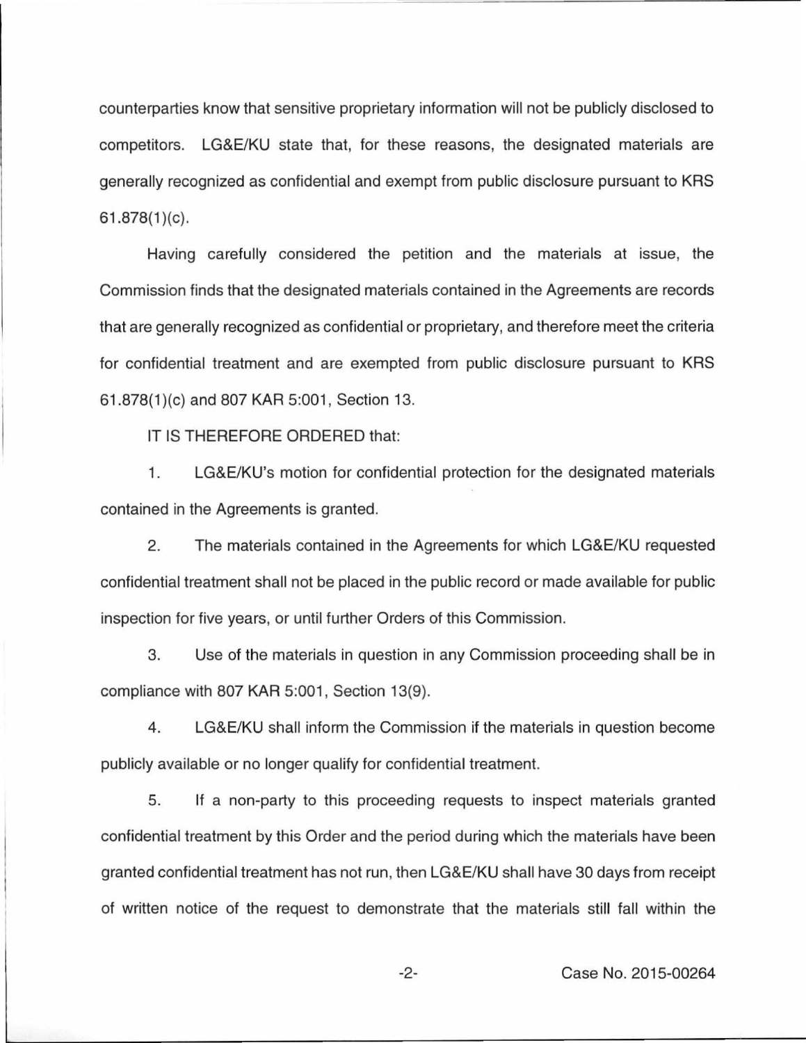counterparties know that sensitive proprietary information will not be publicly disclosed to competitors. LG&E/KU state that, for these reasons, the designated materials are generally recognized as confidential and exempt from public disclosure pursuant to KRS 61.878(1)(c).

Having carefully considered the petition and the materials at issue, the Commission finds that the designated materials contained in the Agreements are records that are generally recognized as confidential or proprietary, and therefore meet the criteria for confidential treatment and are exempted from public disclosure pursuant to KRS 61.878(1)(c) and 807 KAR 5:001, Section 13.

IT IS THEREFORE ORDERED that:

1. LG&E/KU's motion for confidential protection for the designated materials contained in the Agreements is granted.

2. The materials contained in the Agreements for which LG&E/KU requested confidential treatment shall not be placed in the public record or made available for public inspection for five years, or until further Orders of this Commission.

3. Use of the materials in question in any Commission proceeding shall be in compliance with 807 KAR 5:001, Section 13(9).

4. LG&E/KU shall inform the Commission if the materials in question become publicly available or no longer qualify for confidential treatment.

5. If a non-party to this proceeding requests to inspect materials granted confidential treatment by this Order and the period during which the materials have been granted confidential treatment has not run, then LG&E/KU shall have 30 days from receipt of written notice of the request to demonstrate that the materials still fall within the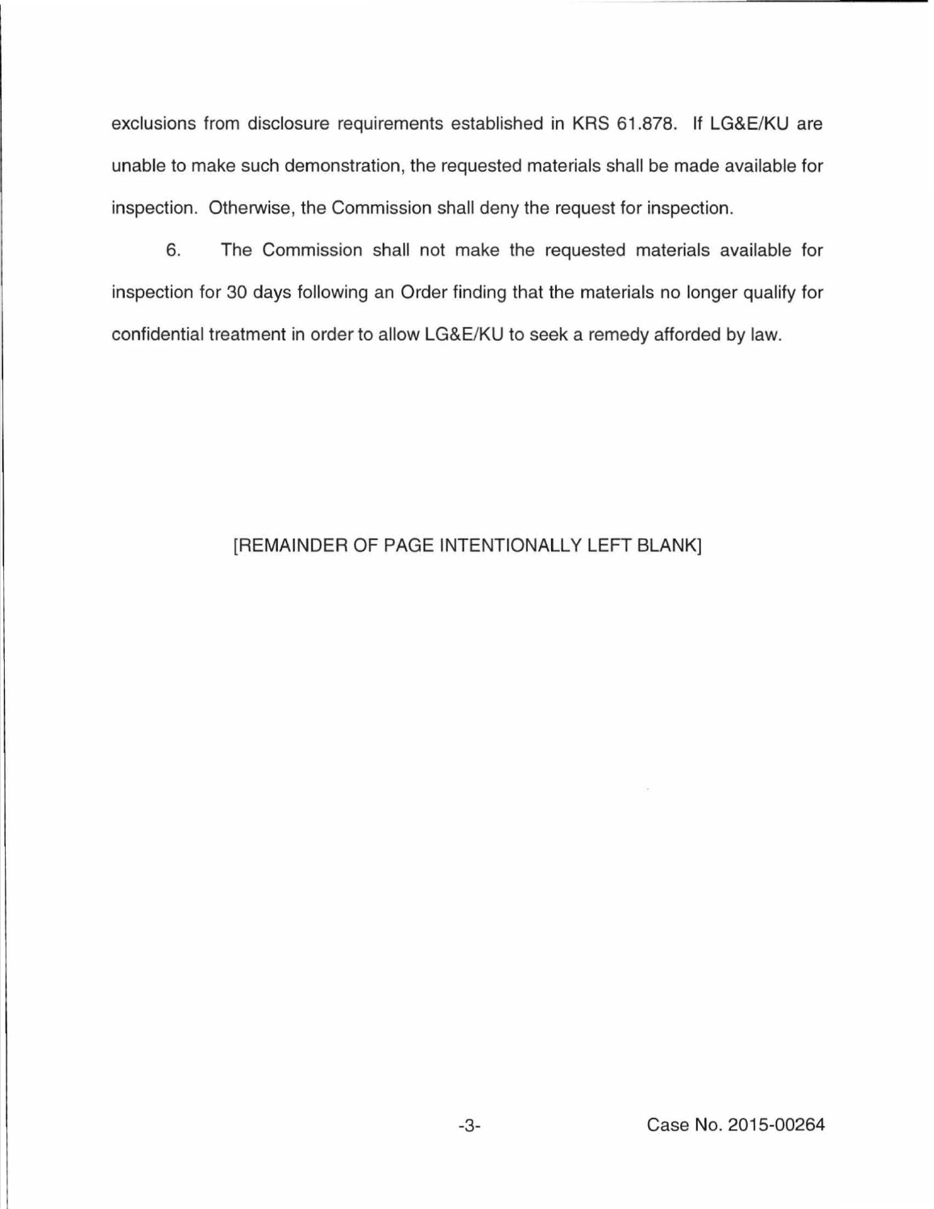exclusions from disclosure requirements established in KRS 61.878. If LG&E/KU are unable to make such demonstration, the requested materials shall be made available for inspection. Otherwise, the Commission shall deny the request for inspection.

6. The Commission shall not make the requested materials available for inspection for 30 days following an Order finding that the materials no longer qualify for confidential treatment in order to allow LG&E/KU to seek a remedy afforded by law.

[REMAINDER OF PAGE INTENTIONALLY LEFT BLANK]

Case No. 2015-00264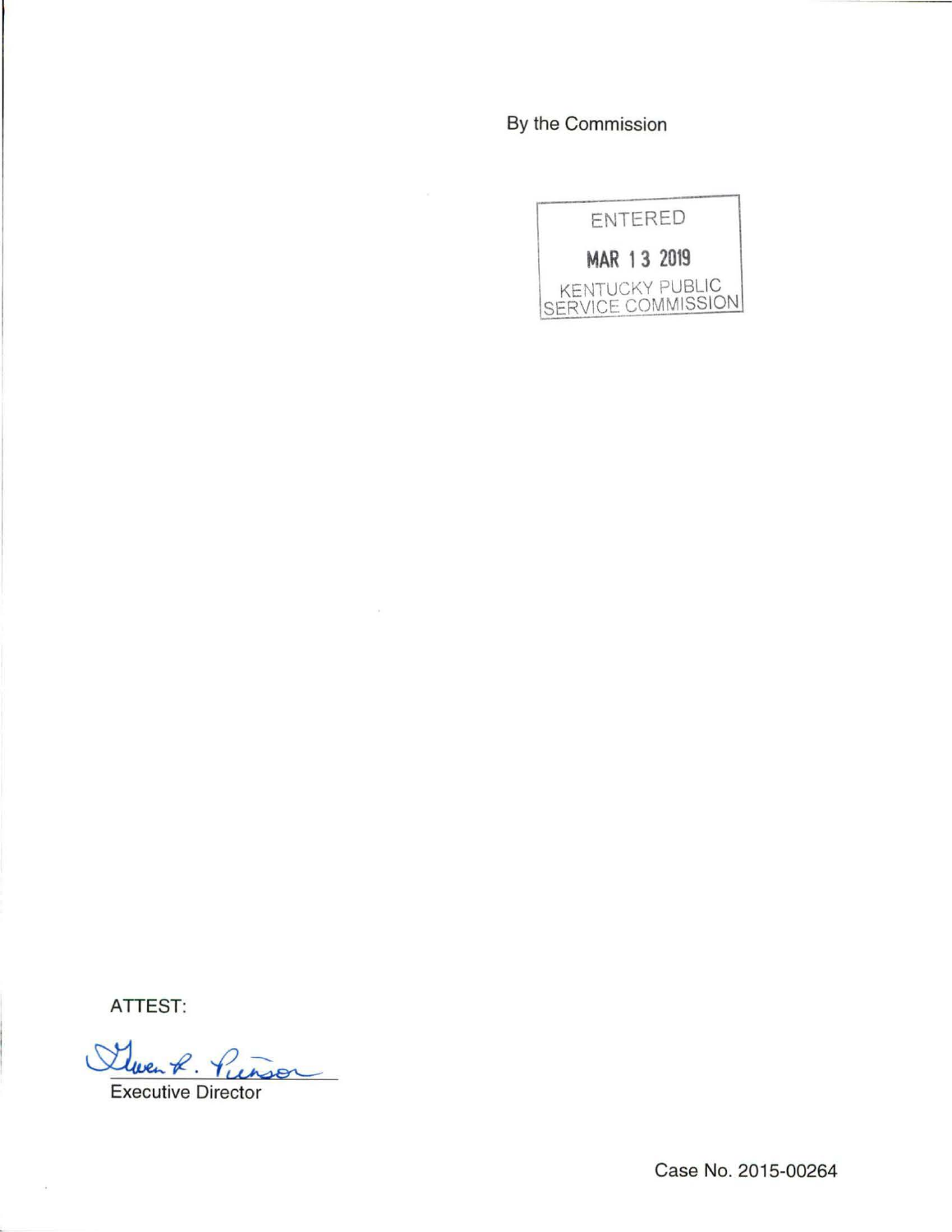By the Commission

ENTERED

MAR 13 2019

KENTUCKY PUBLIC SERVICE COMMISSION

ATTEST:

Gwen R. Pinson

Executive Director

Case No. 2015-00264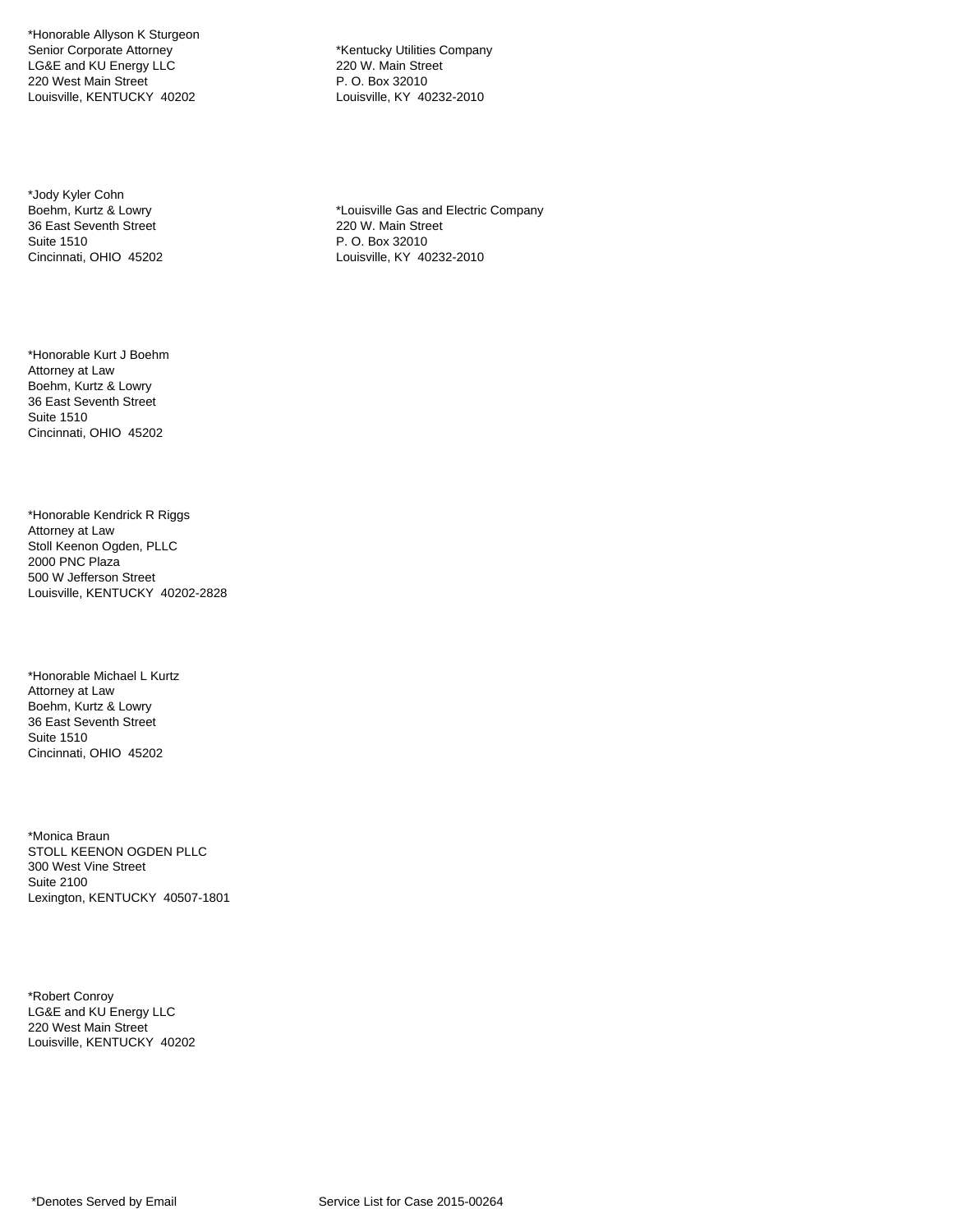*Honorable Allyson K Sturgeon
Senior Corporate Attorney
LG&E and KU Energy LLC
220 West Main Street
Louisville, KENTUCKY 40202

*Jody Kyler Cohn
Boehm, Kurtz & Lowry
36 East Seventh Street
Suite 1510
Cincinnati, OHIO 45202

*Honorable Kurt J Boehm
Attorney at Law
Boehm, Kurtz & Lowry
36 East Seventh Street
Suite 1510
Cincinnati, OHIO 45202

*Honorable Kendrick R Riggs
Attorney at Law
Stoll Keenon Ogden, PLLC
2000 PNC Plaza
500 W Jefferson Street
Louisville, KENTUCKY 40202-2828

*Honorable Michael L Kurtz
Attorney at Law
Boehm, Kurtz & Lowry
36 East Seventh Street
Suite 1510
Cincinnati, OHIO 45202

*Monica Braun
STOLL KEENON OGDEN PLLC
300 West Vine Street
Suite 2100
Lexington, KENTUCKY 40507-1801

*Robert Conroy
LG&E and KU Energy LLC
220 West Main Street
Louisville, KENTUCKY 40202

*Kentucky Utilities Company
220 W. Main Street
P. O. Box 32010
Louisville, KY 40232-2010

*Louisville Gas and Electric Company
220 W. Main Street
P. O. Box 32010
Louisville, KY 40232-2010

*Denotes Served by Email

Service List for Case 2015-00264